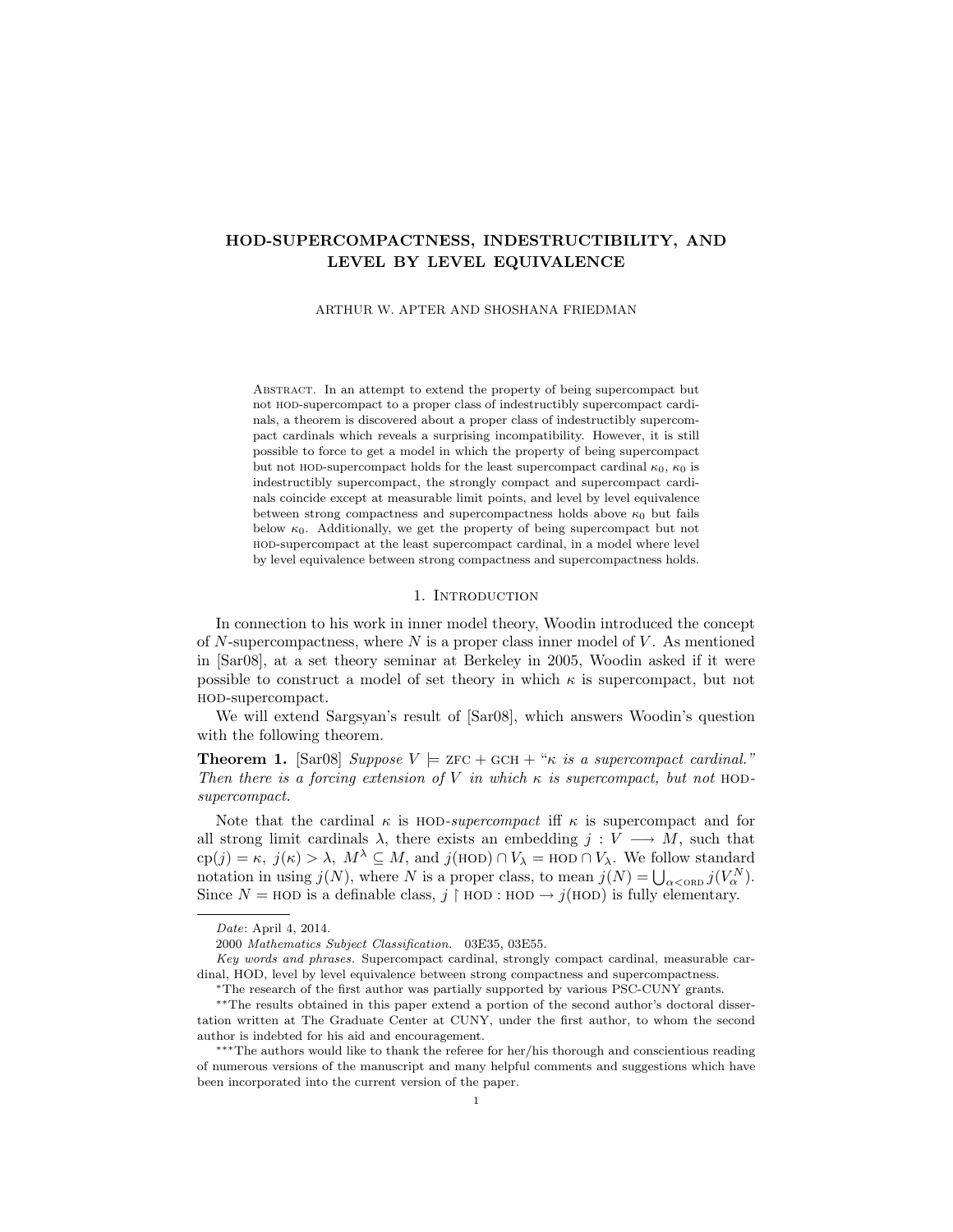# HOD-SUPERCOMPACTNESS, INDESTRUCTIBILITY, AND LEVEL BY LEVEL EQUIVALENCE

ARTHUR W. APTER AND SHOSHANA FRIEDMAN

ABSTRACT. In an attempt to extend the property of being supercompact but not HOD-supercompact to a proper class of indestructibly supercompact cardinals, a theorem is discovered about a proper class of indestructibly supercompact cardinals which reveals a surprising incompatibility. However, it is still possible to force to get a model in which the property of being supercompact but not HOD-supercompact holds for the least supercompact cardinal $\kappa_0$, $\kappa_0$ is indestructibly supercompact, the strongly compact and supercompact cardinals coincide except at measurable limit points, and level by level equivalence between strong compactness and supercompactness holds above $\kappa_0$ but fails below $\kappa_0$. Additionally, we get the property of being supercompact but not HOD-supercompact at the least supercompact cardinal, in a model where level by level equivalence between strong compactness and supercompactness holds.

## 1. Introduction

In connection to his work in inner model theory, Woodin introduced the concept of $N$-supercompactness, where $N$ is a proper class inner model of $V$. As mentioned in [Sar08], at a set theory seminar at Berkeley in 2005, Woodin asked if it were possible to construct a model of set theory in which $\kappa$ is supercompact, but not HOD-supercompact.

We will extend Sargsyan's result of [Sar08], which answers Woodin's question with the following theorem.

**Theorem 1.** [Sar08] *Suppose $V \models$ ZFC + GCH + "$\kappa$ is a supercompact cardinal." Then there is a forcing extension of $V$ in which $\kappa$ is supercompact, but not HOD-supercompact.*

Note that the cardinal $\kappa$ is HOD-*supercompact* iff $\kappa$ is supercompact and for all strong limit cardinals $\lambda$, there exists an embedding $j : V \longrightarrow M$, such that $\mathrm{cp}(j) = \kappa$, $j(\kappa) > \lambda$, $M^\lambda \subseteq M$, and $j(\mathrm{HOD}) \cap V_\lambda = \mathrm{HOD} \cap V_\lambda$. We follow standard notation in using $j(N)$, where $N$ is a proper class, to mean $j(N) = \bigcup_{\alpha < \mathrm{ORD}} j(V_\alpha^N)$. Since $N = \mathrm{HOD}$ is a definable class, $j \restriction \mathrm{HOD} : \mathrm{HOD} \to j(\mathrm{HOD})$ is fully elementary.

---

*Date*: April 4, 2014.

2000 *Mathematics Subject Classification.* 03E35, 03E55.

*Key words and phrases.* Supercompact cardinal, strongly compact cardinal, measurable cardinal, HOD, level by level equivalence between strong compactness and supercompactness.

*The research of the first author was partially supported by various PSC-CUNY grants.

**The results obtained in this paper extend a portion of the second author's doctoral dissertation written at The Graduate Center at CUNY, under the first author, to whom the second author is indebted for his aid and encouragement.

***The authors would like to thank the referee for her/his thorough and conscientious reading of numerous versions of the manuscript and many helpful comments and suggestions which have been incorporated into the current version of the paper.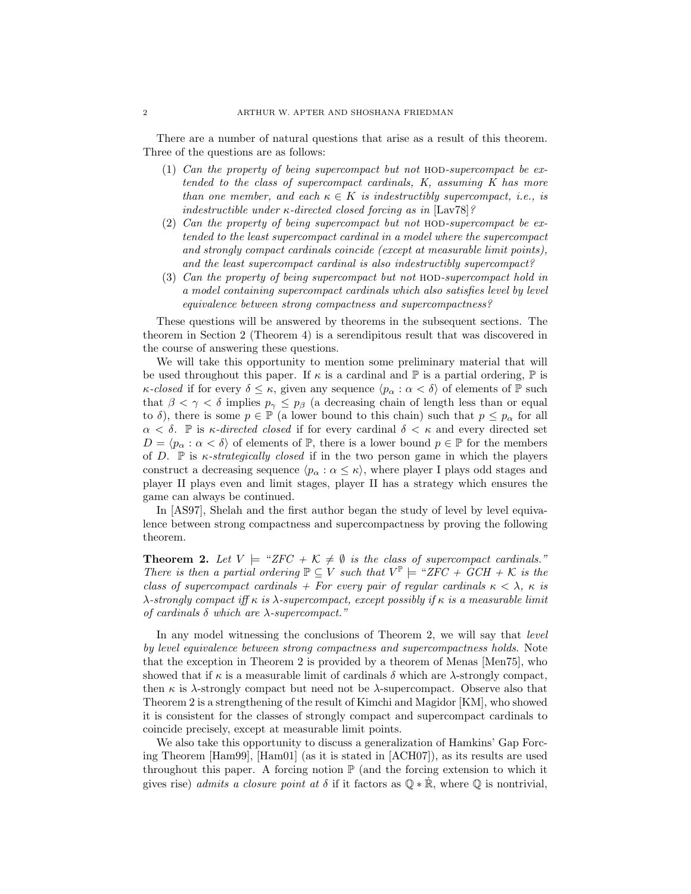There are a number of natural questions that arise as a result of this theorem. Three of the questions are as follows:

1. *Can the property of being supercompact but not* HOD*-supercompact be extended to the class of supercompact cardinals, $K$, assuming $K$ has more than one member, and each $\kappa \in K$ is indestructibly supercompact, i.e., is indestructible under $\kappa$-directed closed forcing as in* [Lav78]*?*
2. *Can the property of being supercompact but not* HOD*-supercompact be extended to the least supercompact cardinal in a model where the supercompact and strongly compact cardinals coincide (except at measurable limit points), and the least supercompact cardinal is also indestructibly supercompact?*
3. *Can the property of being supercompact but not* HOD*-supercompact hold in a model containing supercompact cardinals which also satisfies level by level equivalence between strong compactness and supercompactness?*

These questions will be answered by theorems in the subsequent sections. The theorem in Section 2 (Theorem 4) is a serendipitous result that was discovered in the course of answering these questions.

We will take this opportunity to mention some preliminary material that will be used throughout this paper. If $\kappa$ is a cardinal and $\mathbb{P}$ is a partial ordering, $\mathbb{P}$ is *$\kappa$-closed* if for every $\delta \le \kappa$, given any sequence $\langle p_\alpha : \alpha < \delta \rangle$ of elements of $\mathbb{P}$ such that $\beta < \gamma < \delta$ implies $p_\gamma \le p_\beta$ (a decreasing chain of length less than or equal to $\delta$), there is some $p \in \mathbb{P}$ (a lower bound to this chain) such that $p \le p_\alpha$ for all $\alpha < \delta$. $\mathbb{P}$ is *$\kappa$-directed closed* if for every cardinal $\delta < \kappa$ and every directed set $D = \langle p_\alpha : \alpha < \delta \rangle$ of elements of $\mathbb{P}$, there is a lower bound $p \in \mathbb{P}$ for the members of $D$. $\mathbb{P}$ is *$\kappa$-strategically closed* if in the two person game in which the players construct a decreasing sequence $\langle p_\alpha : \alpha \le \kappa \rangle$, where player I plays odd stages and player II plays even and limit stages, player II has a strategy which ensures the game can always be continued.

In [AS97], Shelah and the first author began the study of level by level equivalence between strong compactness and supercompactness by proving the following theorem.

**Theorem 2.** *Let $V \models$ "ZFC + $\mathcal{K} \neq \emptyset$ is the class of supercompact cardinals." There is then a partial ordering $\mathbb{P} \subseteq V$ such that $V^{\mathbb{P}} \models$ "ZFC + GCH + $\mathcal{K}$ is the class of supercompact cardinals + For every pair of regular cardinals $\kappa < \lambda$, $\kappa$ is $\lambda$-strongly compact iff $\kappa$ is $\lambda$-supercompact, except possibly if $\kappa$ is a measurable limit of cardinals $\delta$ which are $\lambda$-supercompact."*

In any model witnessing the conclusions of Theorem 2, we will say that *level by level equivalence between strong compactness and supercompactness holds*. Note that the exception in Theorem 2 is provided by a theorem of Menas [Men75], who showed that if $\kappa$ is a measurable limit of cardinals $\delta$ which are $\lambda$-strongly compact, then $\kappa$ is $\lambda$-strongly compact but need not be $\lambda$-supercompact. Observe also that Theorem 2 is a strengthening of the result of Kimchi and Magidor [KM], who showed it is consistent for the classes of strongly compact and supercompact cardinals to coincide precisely, except at measurable limit points.

We also take this opportunity to discuss a generalization of Hamkins' Gap Forcing Theorem [Ham99], [Ham01] (as it is stated in [ACH07]), as its results are used throughout this paper. A forcing notion $\mathbb{P}$ (and the forcing extension to which it gives rise) *admits a closure point at $\delta$* if it factors as $\mathbb{Q} * \dot{\mathbb{R}}$, where $\mathbb{Q}$ is nontrivial,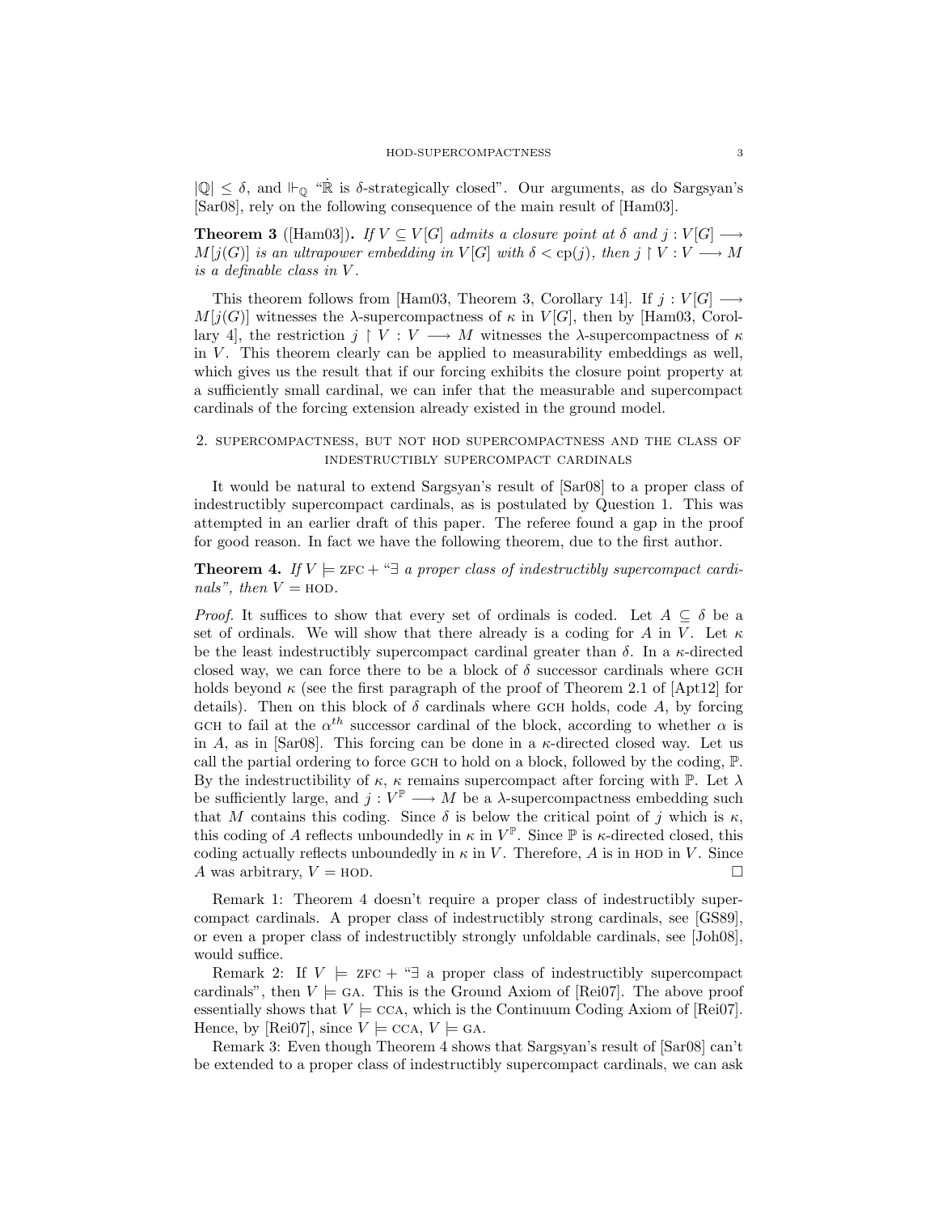$|\mathbb{Q}| \leq \delta$, and $\Vdash_{\mathbb{Q}}$ "$\dot{\mathbb{R}}$ is $\delta$-strategically closed". Our arguments, as do Sargsyan's [Sar08], rely on the following consequence of the main result of [Ham03].

**Theorem 3** ([Ham03])**.** *If $V \subseteq V[G]$ admits a closure point at $\delta$ and $j : V[G] \longrightarrow M[j(G)]$ is an ultrapower embedding in $V[G]$ with $\delta < \mathrm{cp}(j)$, then $j \restriction V : V \longrightarrow M$ is a definable class in $V$.*

This theorem follows from [Ham03, Theorem 3, Corollary 14]. If $j : V[G] \longrightarrow M[j(G)]$ witnesses the $\lambda$-supercompactness of $\kappa$ in $V[G]$, then by [Ham03, Corollary 4], the restriction $j \restriction V : V \longrightarrow M$ witnesses the $\lambda$-supercompactness of $\kappa$ in $V$. This theorem clearly can be applied to measurability embeddings as well, which gives us the result that if our forcing exhibits the closure point property at a sufficiently small cardinal, we can infer that the measurable and supercompact cardinals of the forcing extension already existed in the ground model.

## 2. Supercompactness, but not HOD supercompactness and the class of indestructibly supercompact cardinals

It would be natural to extend Sargsyan's result of [Sar08] to a proper class of indestructibly supercompact cardinals, as is postulated by Question 1. This was attempted in an earlier draft of this paper. The referee found a gap in the proof for good reason. In fact we have the following theorem, due to the first author.

**Theorem 4.** *If $V \models$ ZFC + "$\exists$ a proper class of indestructibly supercompact cardinals", then $V =$ HOD.*

*Proof.* It suffices to show that every set of ordinals is coded. Let $A \subseteq \delta$ be a set of ordinals. We will show that there already is a coding for $A$ in $V$. Let $\kappa$ be the least indestructibly supercompact cardinal greater than $\delta$. In a $\kappa$-directed closed way, we can force there to be a block of $\delta$ successor cardinals where GCH holds beyond $\kappa$ (see the first paragraph of the proof of Theorem 2.1 of [Apt12] for details). Then on this block of $\delta$ cardinals where GCH holds, code $A$, by forcing GCH to fail at the $\alpha^{th}$ successor cardinal of the block, according to whether $\alpha$ is in $A$, as in [Sar08]. This forcing can be done in a $\kappa$-directed closed way. Let us call the partial ordering to force GCH to hold on a block, followed by the coding, $\mathbb{P}$. By the indestructibility of $\kappa$, $\kappa$ remains supercompact after forcing with $\mathbb{P}$. Let $\lambda$ be sufficiently large, and $j : V^{\mathbb{P}} \longrightarrow M$ be a $\lambda$-supercompactness embedding such that $M$ contains this coding. Since $\delta$ is below the critical point of $j$ which is $\kappa$, this coding of $A$ reflects unboundedly in $\kappa$ in $V^{\mathbb{P}}$. Since $\mathbb{P}$ is $\kappa$-directed closed, this coding actually reflects unboundedly in $\kappa$ in $V$. Therefore, $A$ is in HOD in $V$. Since $A$ was arbitrary, $V =$ HOD. $\square$

Remark 1: Theorem 4 doesn't require a proper class of indestructibly supercompact cardinals. A proper class of indestructibly strong cardinals, see [GS89], or even a proper class of indestructibly strongly unfoldable cardinals, see [Joh08], would suffice.

Remark 2: If $V \models$ ZFC + "$\exists$ a proper class of indestructibly supercompact cardinals", then $V \models$ GA. This is the Ground Axiom of [Rei07]. The above proof essentially shows that $V \models$ CCA, which is the Continuum Coding Axiom of [Rei07]. Hence, by [Rei07], since $V \models$ CCA, $V \models$ GA.

Remark 3: Even though Theorem 4 shows that Sargsyan's result of [Sar08] can't be extended to a proper class of indestructibly supercompact cardinals, we can ask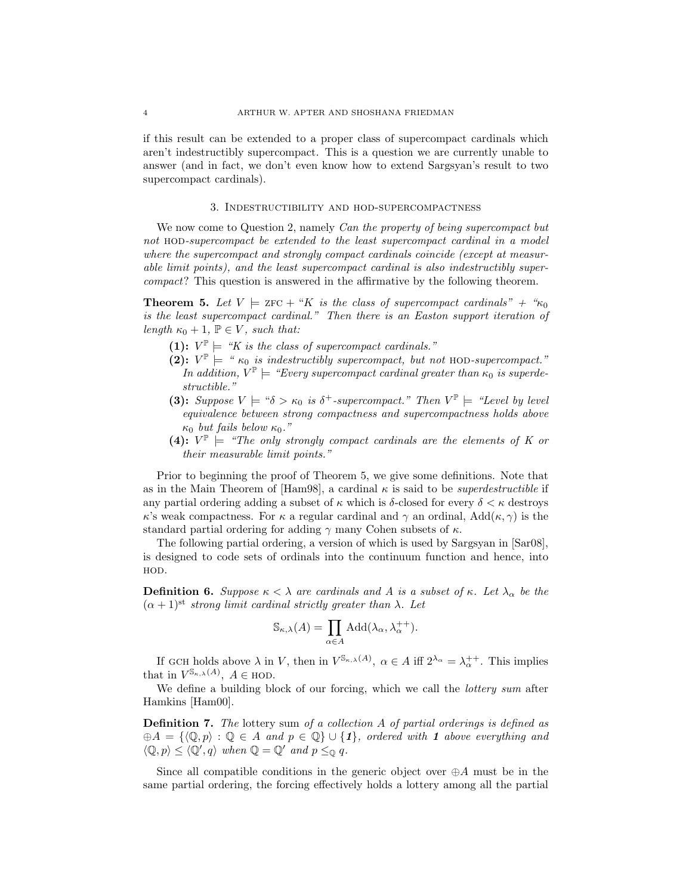if this result can be extended to a proper class of supercompact cardinals which aren't indestructibly supercompact. This is a question we are currently unable to answer (and in fact, we don't even know how to extend Sargsyan's result to two supercompact cardinals).

## 3. Indestructibility and HOD-supercompactness

We now come to Question 2, namely *Can the property of being supercompact but not* HOD*-supercompact be extended to the least supercompact cardinal in a model where the supercompact and strongly compact cardinals coincide (except at measurable limit points), and the least supercompact cardinal is also indestructibly supercompact*? This question is answered in the affirmative by the following theorem.

**Theorem 5.** *Let $V \models$ ZFC + "$K$ is the class of supercompact cardinals" + "$\kappa_0$ is the least supercompact cardinal." Then there is an Easton support iteration of length $\kappa_0 + 1$, $\mathbb{P} \in V$, such that:*

- **(1):** *$V^{\mathbb{P}} \models$ "$K$ is the class of supercompact cardinals."*
- **(2):** *$V^{\mathbb{P}} \models$ "$\kappa_0$ is indestructibly supercompact, but not* HOD*-supercompact." In addition, $V^{\mathbb{P}} \models$ "Every supercompact cardinal greater than $\kappa_0$ is superdestructible."*
- **(3):** *Suppose $V \models$ "$\delta > \kappa_0$ is $\delta^+$-supercompact." Then $V^{\mathbb{P}} \models$ "Level by level equivalence between strong compactness and supercompactness holds above $\kappa_0$ but fails below $\kappa_0$."*
- **(4):** *$V^{\mathbb{P}} \models$ "The only strongly compact cardinals are the elements of $K$ or their measurable limit points."*

Prior to beginning the proof of Theorem 5, we give some definitions. Note that as in the Main Theorem of [Ham98], a cardinal $\kappa$ is said to be *superdestructible* if any partial ordering adding a subset of $\kappa$ which is $\delta$-closed for every $\delta < \kappa$ destroys $\kappa$'s weak compactness. For $\kappa$ a regular cardinal and $\gamma$ an ordinal, $\mathrm{Add}(\kappa, \gamma)$ is the standard partial ordering for adding $\gamma$ many Cohen subsets of $\kappa$.

The following partial ordering, a version of which is used by Sargsyan in [Sar08], is designed to code sets of ordinals into the continuum function and hence, into HOD.

**Definition 6.** *Suppose $\kappa < \lambda$ are cardinals and $A$ is a subset of $\kappa$. Let $\lambda_\alpha$ be the $(\alpha + 1)^{\text{st}}$ strong limit cardinal strictly greater than $\lambda$. Let*

$$\mathbb{S}_{\kappa,\lambda}(A) = \prod_{\alpha \in A} \mathrm{Add}(\lambda_\alpha, \lambda_\alpha^{++}).$$

If GCH holds above $\lambda$ in $V$, then in $V^{\mathbb{S}_{\kappa,\lambda}(A)}$, $\alpha \in A$ iff $2^{\lambda_\alpha} = \lambda_\alpha^{++}$. This implies that in $V^{\mathbb{S}_{\kappa,\lambda}(A)}$, $A \in$ HOD.

We define a building block of our forcing, which we call the *lottery sum* after Hamkins [Ham00].

**Definition 7.** *The* lottery sum *of a collection $A$ of partial orderings is defined as $\oplus A = \{\langle \mathbb{Q}, p \rangle : \mathbb{Q} \in A \text{ and } p \in \mathbb{Q}\} \cup \{\mathbf{1}\}$, ordered with $\mathbf{1}$ above everything and $\langle \mathbb{Q}, p \rangle \leq \langle \mathbb{Q}', q \rangle$ when $\mathbb{Q} = \mathbb{Q}'$ and $p \leq_{\mathbb{Q}} q$.*

Since all compatible conditions in the generic object over $\oplus A$ must be in the same partial ordering, the forcing effectively holds a lottery among all the partial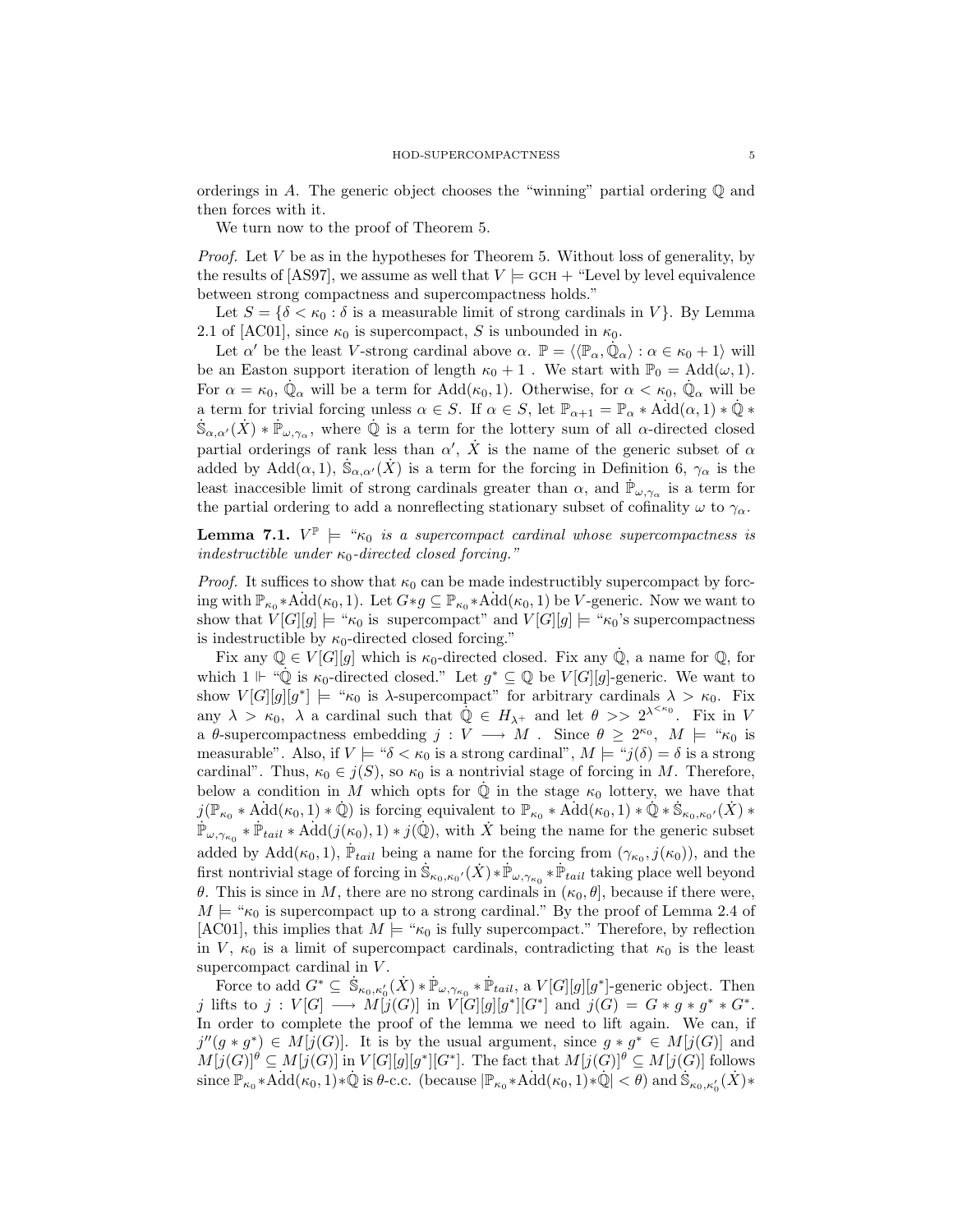orderings in $A$. The generic object chooses the "winning" partial ordering $\mathbb{Q}$ and then forces with it.

We turn now to the proof of Theorem 5.

*Proof.* Let $V$ be as in the hypotheses for Theorem 5. Without loss of generality, by the results of [AS97], we assume as well that $V \models$ GCH + "Level by level equivalence between strong compactness and supercompactness holds."

Let $S = \{\delta < \kappa_0 : \delta$ is a measurable limit of strong cardinals in $V\}$. By Lemma 2.1 of [AC01], since $\kappa_0$ is supercompact, $S$ is unbounded in $\kappa_0$.

Let $\alpha'$ be the least $V$-strong cardinal above $\alpha$. $\mathbb{P} = \langle\langle \mathbb{P}_\alpha, \dot{\mathbb{Q}}_\alpha\rangle : \alpha \in \kappa_0 + 1\rangle$ will be an Easton support iteration of length $\kappa_0 + 1$ . We start with $\mathbb{P}_0 = \mathrm{Add}(\omega, 1)$. For $\alpha = \kappa_0$, $\dot{\mathbb{Q}}_\alpha$ will be a term for $\mathrm{Add}(\kappa_0, 1)$. Otherwise, for $\alpha < \kappa_0$, $\dot{\mathbb{Q}}_\alpha$ will be a term for trivial forcing unless $\alpha \in S$. If $\alpha \in S$, let $\mathbb{P}_{\alpha+1} = \mathbb{P}_\alpha * \dot{\mathrm{Add}}(\alpha, 1) * \dot{\mathbb{Q}} * \dot{\mathbb{S}}_{\alpha,\alpha'}(\dot{X}) * \dot{\mathbb{P}}_{\omega,\gamma_\alpha}$, where $\dot{\mathbb{Q}}$ is a term for the lottery sum of all $\alpha$-directed closed partial orderings of rank less than $\alpha'$, $\dot{X}$ is the name of the generic subset of $\alpha$ added by $\mathrm{Add}(\alpha, 1)$, $\dot{\mathbb{S}}_{\alpha,\alpha'}(\dot{X})$ is a term for the forcing in Definition 6, $\gamma_\alpha$ is the least inaccesible limit of strong cardinals greater than $\alpha$, and $\dot{\mathbb{P}}_{\omega,\gamma_\alpha}$ is a term for the partial ordering to add a nonreflecting stationary subset of cofinality $\omega$ to $\gamma_\alpha$.

**Lemma 7.1.** $V^{\mathbb{P}} \models$ "*$\kappa_0$ is a supercompact cardinal whose supercompactness is indestructible under $\kappa_0$-directed closed forcing.*"

*Proof.* It suffices to show that $\kappa_0$ can be made indestructibly supercompact by forcing with $\mathbb{P}_{\kappa_0} * \dot{\mathrm{Add}}(\kappa_0, 1)$. Let $G * g \subseteq \mathbb{P}_{\kappa_0} * \dot{\mathrm{Add}}(\kappa_0, 1)$ be $V$-generic. Now we want to show that $V[G][g] \models$ "$\kappa_0$ is supercompact" and $V[G][g] \models$ "$\kappa_0$'s supercompactness is indestructible by $\kappa_0$-directed closed forcing."

Fix any $\mathbb{Q} \in V[G][g]$ which is $\kappa_0$-directed closed. Fix any $\dot{\mathbb{Q}}$, a name for $\mathbb{Q}$, for which $1 \Vdash$ "$\dot{\mathbb{Q}}$ is $\kappa_0$-directed closed." Let $g^* \subseteq \mathbb{Q}$ be $V[G][g]$-generic. We want to show $V[G][g][g^*] \models$ "$\kappa_0$ is $\lambda$-supercompact" for arbitrary cardinals $\lambda > \kappa_0$. Fix any $\lambda > \kappa_0$, $\lambda$ a cardinal such that $\dot{\mathbb{Q}} \in H_{\lambda^+}$ and let $\theta >> 2^{\lambda^{<\kappa_0}}$. Fix in $V$ a $\theta$-supercompactness embedding $j : V \longrightarrow M$ . Since $\theta \geq 2^{\kappa_0}$, $M \models$ "$\kappa_0$ is measurable". Also, if $V \models$ "$\delta < \kappa_0$ is a strong cardinal", $M \models$ "$j(\delta) = \delta$ is a strong cardinal". Thus, $\kappa_0 \in j(S)$, so $\kappa_0$ is a nontrivial stage of forcing in $M$. Therefore, below a condition in $M$ which opts for $\dot{\mathbb{Q}}$ in the stage $\kappa_0$ lottery, we have that $j(\mathbb{P}_{\kappa_0} * \dot{\mathrm{Add}}(\kappa_0, 1) * \dot{\mathbb{Q}})$ is forcing equivalent to $\mathbb{P}_{\kappa_0} * \dot{\mathrm{Add}}(\kappa_0, 1) * \dot{\mathbb{Q}} * \dot{\mathbb{S}}_{\kappa_0,\kappa_0'}(\dot{X}) * \dot{\mathbb{P}}_{\omega,\gamma_{\kappa_0}} * \dot{\mathbb{P}}_{tail} * \dot{\mathrm{Add}}(j(\kappa_0), 1) * j(\dot{\mathbb{Q}})$, with $\dot{X}$ being the name for the generic subset added by $\mathrm{Add}(\kappa_0, 1)$, $\dot{\mathbb{P}}_{tail}$ being a name for the forcing from $(\gamma_{\kappa_0}, j(\kappa_0))$, and the first nontrivial stage of forcing in $\dot{\mathbb{S}}_{\kappa_0,\kappa_0'}(\dot{X}) * \dot{\mathbb{P}}_{\omega,\gamma_{\kappa_0}} * \dot{\mathbb{P}}_{tail}$ taking place well beyond $\theta$. This is since in $M$, there are no strong cardinals in $(\kappa_0, \theta]$, because if there were, $M \models$ "$\kappa_0$ is supercompact up to a strong cardinal." By the proof of Lemma 2.4 of [AC01], this implies that $M \models$ "$\kappa_0$ is fully supercompact." Therefore, by reflection in $V$, $\kappa_0$ is a limit of supercompact cardinals, contradicting that $\kappa_0$ is the least supercompact cardinal in $V$.

Force to add $G^* \subseteq \dot{\mathbb{S}}_{\kappa_0,\kappa_0'}(\dot{X}) * \dot{\mathbb{P}}_{\omega,\gamma_{\kappa_0}} * \dot{\mathbb{P}}_{tail}$, a $V[G][g][g^*]$-generic object. Then $j$ lifts to $j : V[G] \longrightarrow M[j(G)]$ in $V[G][g][g^*][G^*]$ and $j(G) = G * g * g^* * G^*$. In order to complete the proof of the lemma we need to lift again. We can, if $j''(g * g^*) \in M[j(G)]$. It is by the usual argument, since $g * g^* \in M[j(G)]$ and $M[j(G)]^\theta \subseteq M[j(G)]$ in $V[G][g][g^*][G^*]$. The fact that $M[j(G)]^\theta \subseteq M[j(G)]$ follows since $\mathbb{P}_{\kappa_0} * \dot{\mathrm{Add}}(\kappa_0, 1) * \dot{\mathbb{Q}}$ is $\theta$-c.c. (because $|\mathbb{P}_{\kappa_0} * \dot{\mathrm{Add}}(\kappa_0, 1) * \dot{\mathbb{Q}}| < \theta$) and $\dot{\mathbb{S}}_{\kappa_0,\kappa_0'}(\dot{X}) *$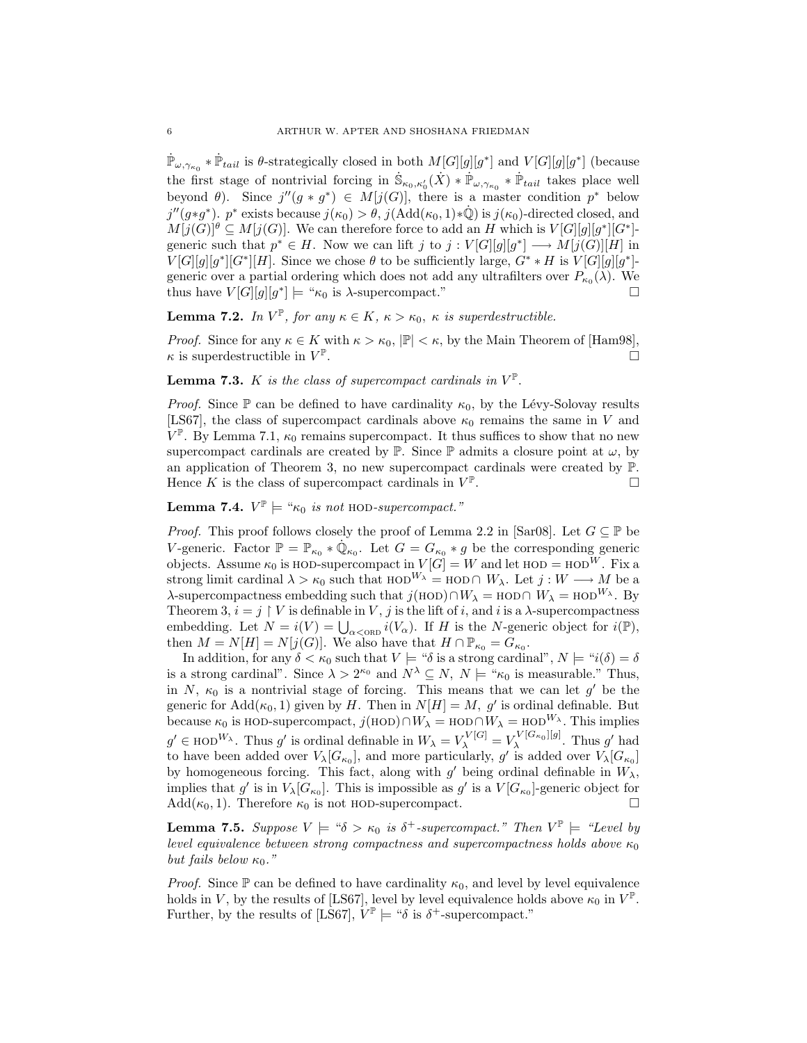$\dot{\mathbb{P}}_{\omega,\gamma_{\kappa_0}} * \dot{\mathbb{P}}_{tail}$ is $\theta$-strategically closed in both $M[G][g][g^*]$ and $V[G][g][g^*]$ (because the first stage of nontrivial forcing in $\dot{\mathbb{S}}_{\kappa_0,\kappa_0'}(\dot{X}) * \dot{\mathbb{P}}_{\omega,\gamma_{\kappa_0}} * \dot{\mathbb{P}}_{tail}$ takes place well beyond $\theta$). Since $j''(g * g^*) \in M[j(G)]$, there is a master condition $p^*$ below $j''(g*g^*)$. $p^*$ exists because $j(\kappa_0) > \theta$, $j(\mathrm{Add}(\kappa_0, 1)*\dot{\mathbb{Q}})$ is $j(\kappa_0)$-directed closed, and $M[j(G)]^\theta \subseteq M[j(G)]$. We can therefore force to add an $H$ which is $V[G][g][g^*][G^*]$-generic such that $p^* \in H$. Now we can lift $j$ to $j : V[G][g][g^*] \longrightarrow M[j(G)][H]$ in $V[G][g][g^*][G^*][H]$. Since we chose $\theta$ to be sufficiently large, $G^* * H$ is $V[G][g][g^*]$-generic over a partial ordering which does not add any ultrafilters over $P_{\kappa_0}(\lambda)$. We thus have $V[G][g][g^*] \models$ "$\kappa_0$ is $\lambda$-supercompact." □

**Lemma 7.2.** *In $V^{\mathbb{P}}$, for any $\kappa \in K$, $\kappa > \kappa_0$, $\kappa$ is superdestructible.*

*Proof.* Since for any $\kappa \in K$ with $\kappa > \kappa_0$, $|\mathbb{P}| < \kappa$, by the Main Theorem of [Ham98], $\kappa$ is superdestructible in $V^{\mathbb{P}}$. □

**Lemma 7.3.** *$K$ is the class of supercompact cardinals in $V^{\mathbb{P}}$.*

*Proof.* Since $\mathbb{P}$ can be defined to have cardinality $\kappa_0$, by the Lévy-Solovay results [LS67], the class of supercompact cardinals above $\kappa_0$ remains the same in $V$ and $V^{\mathbb{P}}$. By Lemma 7.1, $\kappa_0$ remains supercompact. It thus suffices to show that no new supercompact cardinals are created by $\mathbb{P}$. Since $\mathbb{P}$ admits a closure point at $\omega$, by an application of Theorem 3, no new supercompact cardinals were created by $\mathbb{P}$. Hence $K$ is the class of supercompact cardinals in $V^{\mathbb{P}}$. □

**Lemma 7.4.** *$V^{\mathbb{P}} \models$ "$\kappa_0$ is not* HOD*-supercompact."*

*Proof.* This proof follows closely the proof of Lemma 2.2 in [Sar08]. Let $G \subseteq \mathbb{P}$ be $V$-generic. Factor $\mathbb{P} = \mathbb{P}_{\kappa_0} * \dot{\mathbb{Q}}_{\kappa_0}$. Let $G = G_{\kappa_0} * g$ be the corresponding generic objects. Assume $\kappa_0$ is HOD-supercompact in $V[G] = W$ and let $\mathrm{HOD} = \mathrm{HOD}^W$. Fix a strong limit cardinal $\lambda > \kappa_0$ such that $\mathrm{HOD}^{W_\lambda} = \mathrm{HOD} \cap W_\lambda$. Let $j : W \longrightarrow M$ be a $\lambda$-supercompactness embedding such that $j(\mathrm{HOD}) \cap W_\lambda = \mathrm{HOD} \cap W_\lambda = \mathrm{HOD}^{W_\lambda}$. By Theorem 3, $i = j \restriction V$ is definable in $V$, $j$ is the lift of $i$, and $i$ is a $\lambda$-supercompactness embedding. Let $N = i(V) = \bigcup_{\alpha < \mathrm{ORD}} i(V_\alpha)$. If $H$ is the $N$-generic object for $i(\mathbb{P})$, then $M = N[H] = N[j(G)]$. We also have that $H \cap \mathbb{P}_{\kappa_0} = G_{\kappa_0}$.

In addition, for any $\delta < \kappa_0$ such that $V \models$ "$\delta$ is a strong cardinal", $N \models$ "$i(\delta) = \delta$ is a strong cardinal". Since $\lambda > 2^{\kappa_0}$ and $N^\lambda \subseteq N$, $N \models$ "$\kappa_0$ is measurable." Thus, in $N$, $\kappa_0$ is a nontrivial stage of forcing. This means that we can let $g'$ be the generic for $\mathrm{Add}(\kappa_0, 1)$ given by $H$. Then in $N[H] = M$, $g'$ is ordinal definable. But because $\kappa_0$ is HOD-supercompact, $j(\mathrm{HOD}) \cap W_\lambda = \mathrm{HOD} \cap W_\lambda = \mathrm{HOD}^{W_\lambda}$. This implies $g' \in \mathrm{HOD}^{W_\lambda}$. Thus $g'$ is ordinal definable in $W_\lambda = V_\lambda^{V[G]} = V_\lambda^{V[G_{\kappa_0}][g]}$. Thus $g'$ had to have been added over $V_\lambda[G_{\kappa_0}]$, and more particularly, $g'$ is added over $V_\lambda[G_{\kappa_0}]$ by homogeneous forcing. This fact, along with $g'$ being ordinal definable in $W_\lambda$, implies that $g'$ is in $V_\lambda[G_{\kappa_0}]$. This is impossible as $g'$ is a $V[G_{\kappa_0}]$-generic object for $\mathrm{Add}(\kappa_0, 1)$. Therefore $\kappa_0$ is not HOD-supercompact. □

**Lemma 7.5.** *Suppose $V \models$ "$\delta > \kappa_0$ is $\delta^+$-supercompact." Then $V^{\mathbb{P}} \models$ "Level by level equivalence between strong compactness and supercompactness holds above $\kappa_0$ but fails below $\kappa_0$."*

*Proof.* Since $\mathbb{P}$ can be defined to have cardinality $\kappa_0$, and level by level equivalence holds in $V$, by the results of [LS67], level by level equivalence holds above $\kappa_0$ in $V^{\mathbb{P}}$. Further, by the results of [LS67], $V^{\mathbb{P}} \models$ "$\delta$ is $\delta^+$-supercompact."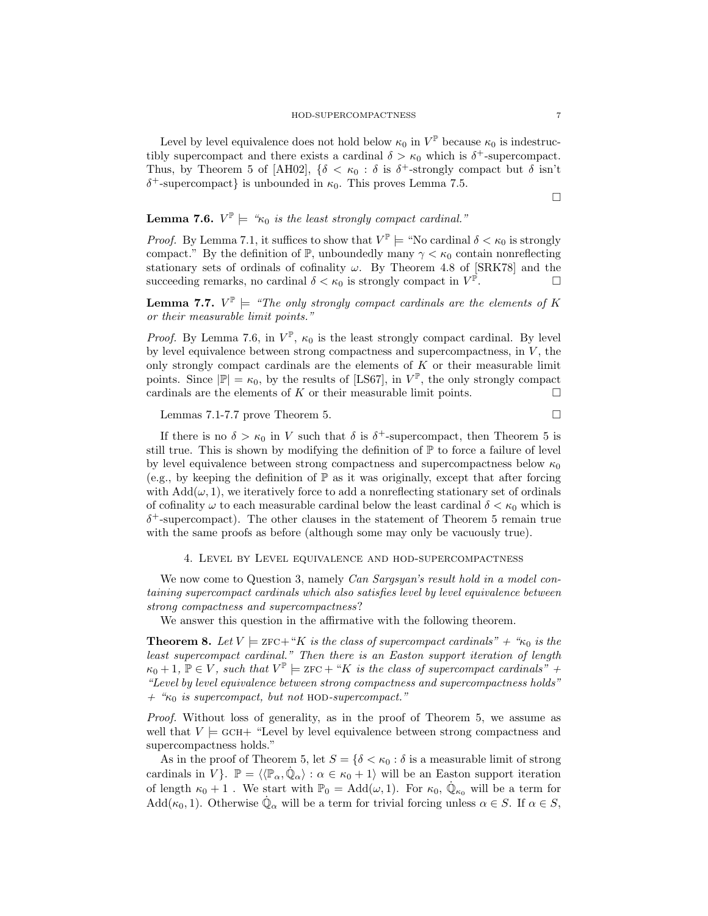Level by level equivalence does not hold below $\kappa_0$ in $V^{\mathbb{P}}$ because $\kappa_0$ is indestructibly supercompact and there exists a cardinal $\delta > \kappa_0$ which is $\delta^+$-supercompact. Thus, by Theorem 5 of [AH02], $\{\delta < \kappa_0 : \delta$ is $\delta^+$-strongly compact but $\delta$ isn't $\delta^+$-supercompact$\}$ is unbounded in $\kappa_0$. This proves Lemma 7.5.

□

**Lemma 7.6.** $V^{\mathbb{P}} \models$ *"$\kappa_0$ is the least strongly compact cardinal."*

*Proof.* By Lemma 7.1, it suffices to show that $V^{\mathbb{P}} \models$ "No cardinal $\delta < \kappa_0$ is strongly compact." By the definition of $\mathbb{P}$, unboundedly many $\gamma < \kappa_0$ contain nonreflecting stationary sets of ordinals of cofinality $\omega$. By Theorem 4.8 of [SRK78] and the succeeding remarks, no cardinal $\delta < \kappa_0$ is strongly compact in $V^{\mathbb{P}}$. □

**Lemma 7.7.** $V^{\mathbb{P}} \models$ *"The only strongly compact cardinals are the elements of $K$ or their measurable limit points."*

*Proof.* By Lemma 7.6, in $V^{\mathbb{P}}$, $\kappa_0$ is the least strongly compact cardinal. By level by level equivalence between strong compactness and supercompactness, in $V$, the only strongly compact cardinals are the elements of $K$ or their measurable limit points. Since $|\mathbb{P}| = \kappa_0$, by the results of [LS67], in $V^{\mathbb{P}}$, the only strongly compact cardinals are the elements of $K$ or their measurable limit points. □

Lemmas 7.1-7.7 prove Theorem 5. □

If there is no $\delta > \kappa_0$ in $V$ such that $\delta$ is $\delta^+$-supercompact, then Theorem 5 is still true. This is shown by modifying the definition of $\mathbb{P}$ to force a failure of level by level equivalence between strong compactness and supercompactness below $\kappa_0$ (e.g., by keeping the definition of $\mathbb{P}$ as it was originally, except that after forcing with $\mathrm{Add}(\omega, 1)$, we iteratively force to add a nonreflecting stationary set of ordinals of cofinality $\omega$ to each measurable cardinal below the least cardinal $\delta < \kappa_0$ which is $\delta^+$-supercompact). The other clauses in the statement of Theorem 5 remain true with the same proofs as before (although some may only be vacuously true).

## 4. Level by Level equivalence and hod-supercompactness

We now come to Question 3, namely *Can Sargsyan's result hold in a model containing supercompact cardinals which also satisfies level by level equivalence between strong compactness and supercompactness*?

We answer this question in the affirmative with the following theorem.

**Theorem 8.** *Let $V \models$ ZFC+"$K$ is the class of supercompact cardinals" + "$\kappa_0$ is the least supercompact cardinal." Then there is an Easton support iteration of length $\kappa_0 + 1$, $\mathbb{P} \in V$, such that $V^{\mathbb{P}} \models$ ZFC + "$K$ is the class of supercompact cardinals" + "Level by level equivalence between strong compactness and supercompactness holds" + "$\kappa_0$ is supercompact, but not HOD-supercompact."*

*Proof.* Without loss of generality, as in the proof of Theorem 5, we assume as well that $V \models$ GCH+ "Level by level equivalence between strong compactness and supercompactness holds."

As in the proof of Theorem 5, let $S = \{\delta < \kappa_0 : \delta$ is a measurable limit of strong cardinals in $V\}$. $\mathbb{P} = \langle\langle \mathbb{P}_\alpha, \dot{\mathbb{Q}}_\alpha\rangle : \alpha \in \kappa_0 + 1\rangle$ will be an Easton support iteration of length $\kappa_0 + 1$ . We start with $\mathbb{P}_0 = \mathrm{Add}(\omega, 1)$. For $\kappa_0$, $\dot{\mathbb{Q}}_{\kappa_0}$ will be a term for $\mathrm{Add}(\kappa_0, 1)$. Otherwise $\dot{\mathbb{Q}}_\alpha$ will be a term for trivial forcing unless $\alpha \in S$. If $\alpha \in S$,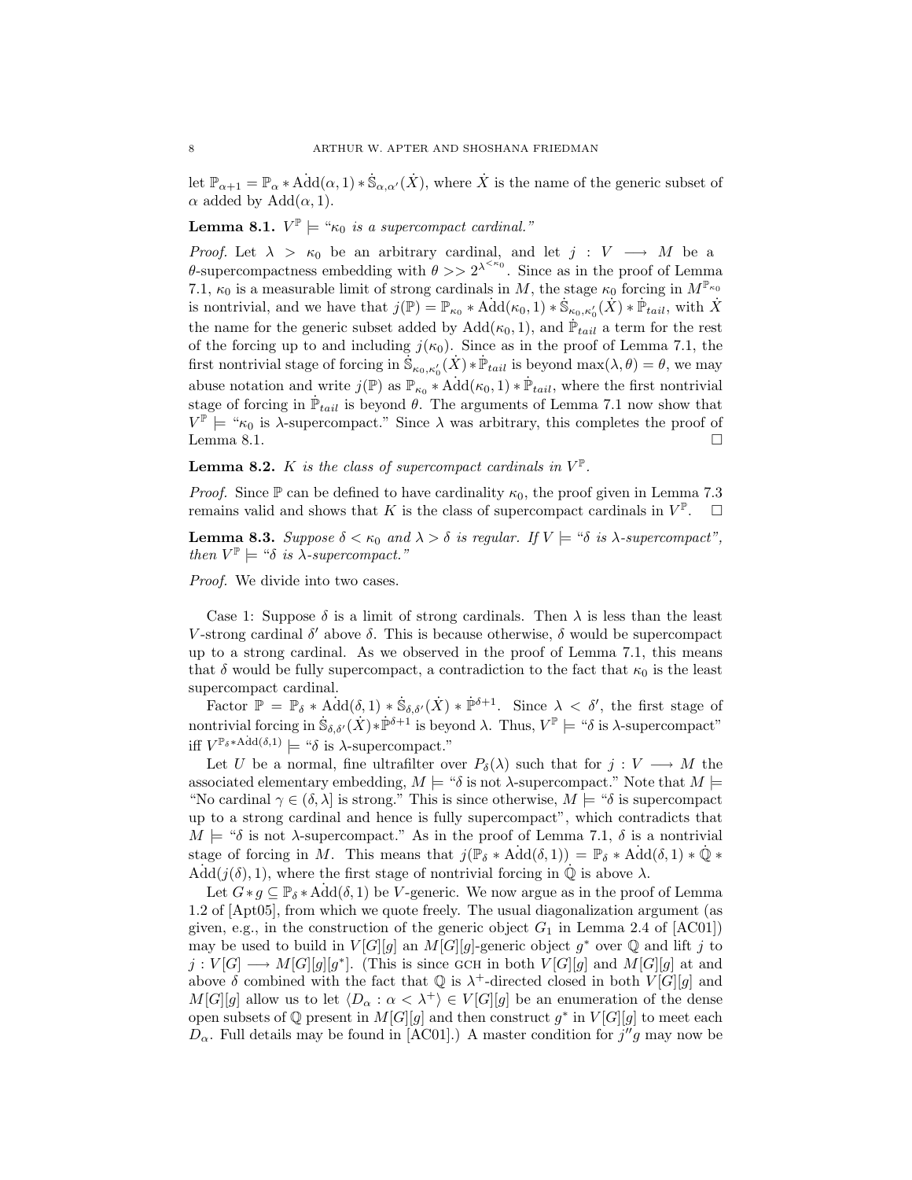let $\mathbb{P}_{\alpha+1} = \mathbb{P}_\alpha * \dot{\mathrm{Add}}(\alpha, 1) * \dot{\mathbb{S}}_{\alpha,\alpha'}(\dot{X})$, where $\dot{X}$ is the name of the generic subset of $\alpha$ added by $\mathrm{Add}(\alpha, 1)$.

**Lemma 8.1.** *$V^{\mathbb{P}} \models$ "$\kappa_0$ is a supercompact cardinal."*

*Proof.* Let $\lambda > \kappa_0$ be an arbitrary cardinal, and let $j : V \longrightarrow M$ be a $\theta$-supercompactness embedding with $\theta >> 2^{\lambda^{<\kappa_0}}$. Since as in the proof of Lemma 7.1, $\kappa_0$ is a measurable limit of strong cardinals in $M$, the stage $\kappa_0$ forcing in $M^{\mathbb{P}_{\kappa_0}}$ is nontrivial, and we have that $j(\mathbb{P}) = \mathbb{P}_{\kappa_0} * \dot{\mathrm{Add}}(\kappa_0, 1) * \dot{\mathbb{S}}_{\kappa_0,\kappa_0'}(\dot{X}) * \dot{\mathbb{P}}_{tail}$, with $\dot{X}$ the name for the generic subset added by $\mathrm{Add}(\kappa_0, 1)$, and $\dot{\mathbb{P}}_{tail}$ a term for the rest of the forcing up to and including $j(\kappa_0)$. Since as in the proof of Lemma 7.1, the first nontrivial stage of forcing in $\dot{\mathbb{S}}_{\kappa_0,\kappa_0'}(\dot{X}) * \dot{\mathbb{P}}_{tail}$ is beyond $\max(\lambda, \theta) = \theta$, we may abuse notation and write $j(\mathbb{P})$ as $\mathbb{P}_{\kappa_0} * \dot{\mathrm{Add}}(\kappa_0, 1) * \dot{\mathbb{P}}_{tail}$, where the first nontrivial stage of forcing in $\dot{\mathbb{P}}_{tail}$ is beyond $\theta$. The arguments of Lemma 7.1 now show that $V^{\mathbb{P}} \models$ "$\kappa_0$ is $\lambda$-supercompact." Since $\lambda$ was arbitrary, this completes the proof of Lemma 8.1. $\square$

**Lemma 8.2.** *$K$ is the class of supercompact cardinals in $V^{\mathbb{P}}$.*

*Proof.* Since $\mathbb{P}$ can be defined to have cardinality $\kappa_0$, the proof given in Lemma 7.3 remains valid and shows that $K$ is the class of supercompact cardinals in $V^{\mathbb{P}}$. $\square$

**Lemma 8.3.** *Suppose $\delta < \kappa_0$ and $\lambda > \delta$ is regular. If $V \models$ "$\delta$ is $\lambda$-supercompact", then $V^{\mathbb{P}} \models$ "$\delta$ is $\lambda$-supercompact."*

*Proof.* We divide into two cases.

Case 1: Suppose $\delta$ is a limit of strong cardinals. Then $\lambda$ is less than the least $V$-strong cardinal $\delta'$ above $\delta$. This is because otherwise, $\delta$ would be supercompact up to a strong cardinal. As we observed in the proof of Lemma 7.1, this means that $\delta$ would be fully supercompact, a contradiction to the fact that $\kappa_0$ is the least supercompact cardinal.

Factor $\mathbb{P} = \mathbb{P}_\delta * \dot{\mathrm{Add}}(\delta, 1) * \dot{\mathbb{S}}_{\delta,\delta'}(\dot{X}) * \dot{\mathbb{P}}^{\delta+1}$. Since $\lambda < \delta'$, the first stage of nontrivial forcing in $\dot{\mathbb{S}}_{\delta,\delta'}(\dot{X}) * \dot{\mathbb{P}}^{\delta+1}$ is beyond $\lambda$. Thus, $V^{\mathbb{P}} \models$ "$\delta$ is $\lambda$-supercompact" iff $V^{\mathbb{P}_\delta * \dot{\mathrm{Add}}(\delta,1)} \models$ "$\delta$ is $\lambda$-supercompact."

Let $U$ be a normal, fine ultrafilter over $P_\delta(\lambda)$ such that for $j : V \longrightarrow M$ the associated elementary embedding, $M \models$ "$\delta$ is not $\lambda$-supercompact." Note that $M \models$ "No cardinal $\gamma \in (\delta, \lambda]$ is strong." This is since otherwise, $M \models$ "$\delta$ is supercompact up to a strong cardinal and hence is fully supercompact", which contradicts that $M \models$ "$\delta$ is not $\lambda$-supercompact." As in the proof of Lemma 7.1, $\delta$ is a nontrivial stage of forcing in $M$. This means that $j(\mathbb{P}_\delta * \dot{\mathrm{Add}}(\delta, 1)) = \mathbb{P}_\delta * \dot{\mathrm{Add}}(\delta, 1) * \dot{\mathbb{Q}} * \dot{\mathrm{Add}}(j(\delta), 1)$, where the first stage of nontrivial forcing in $\dot{\mathbb{Q}}$ is above $\lambda$.

Let $G * g \subseteq \mathbb{P}_\delta * \dot{\mathrm{Add}}(\delta, 1)$ be $V$-generic. We now argue as in the proof of Lemma 1.2 of [Apt05], from which we quote freely. The usual diagonalization argument (as given, e.g., in the construction of the generic object $G_1$ in Lemma 2.4 of [AC01]) may be used to build in $V[G][g]$ an $M[G][g]$-generic object $g^*$ over $\mathbb{Q}$ and lift $j$ to $j : V[G] \longrightarrow M[G][g][g^*]$. (This is since GCH in both $V[G][g]$ and $M[G][g]$ at and above $\delta$ combined with the fact that $\mathbb{Q}$ is $\lambda^+$-directed closed in both $V[G][g]$ and $M[G][g]$ allow us to let $\langle D_\alpha : \alpha < \lambda^+ \rangle \in V[G][g]$ be an enumeration of the dense open subsets of $\mathbb{Q}$ present in $M[G][g]$ and then construct $g^*$ in $V[G][g]$ to meet each $D_\alpha$. Full details may be found in [AC01].) A master condition for $j''g$ may now be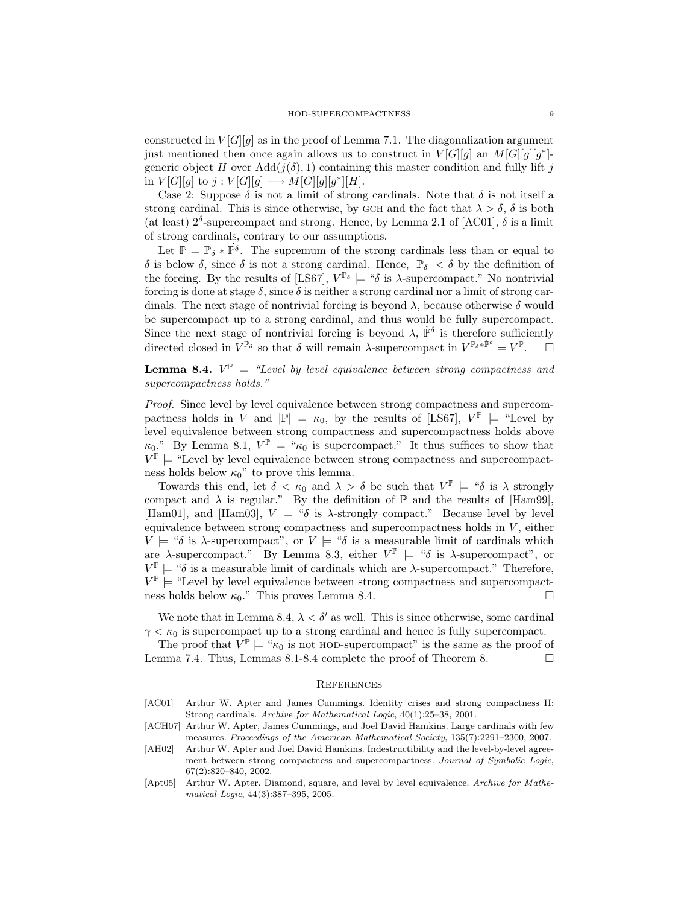constructed in $V[G][g]$ as in the proof of Lemma 7.1. The diagonalization argument just mentioned then once again allows us to construct in $V[G][g]$ an $M[G][g][g^*]$-generic object $H$ over $\mathrm{Add}(j(\delta), 1)$ containing this master condition and fully lift $j$ in $V[G][g]$ to $j : V[G][g] \longrightarrow M[G][g][g^*][H]$.

Case 2: Suppose $\delta$ is not a limit of strong cardinals. Note that $\delta$ is not itself a strong cardinal. This is since otherwise, by GCH and the fact that $\lambda > \delta$, $\delta$ is both (at least) $2^\delta$-supercompact and strong. Hence, by Lemma 2.1 of [AC01], $\delta$ is a limit of strong cardinals, contrary to our assumptions.

Let $\mathbb{P} = \mathbb{P}_\delta * \dot{\mathbb{P}}^\delta$. The supremum of the strong cardinals less than or equal to $\delta$ is below $\delta$, since $\delta$ is not a strong cardinal. Hence, $|\mathbb{P}_\delta| < \delta$ by the definition of the forcing. By the results of [LS67], $V^{\mathbb{P}_\delta} \models$ "$\delta$ is $\lambda$-supercompact." No nontrivial forcing is done at stage $\delta$, since $\delta$ is neither a strong cardinal nor a limit of strong cardinals. The next stage of nontrivial forcing is beyond $\lambda$, because otherwise $\delta$ would be supercompact up to a strong cardinal, and thus would be fully supercompact. Since the next stage of nontrivial forcing is beyond $\lambda$, $\dot{\mathbb{P}}^\delta$ is therefore sufficiently directed closed in $V^{\mathbb{P}_\delta}$ so that $\delta$ will remain $\lambda$-supercompact in $V^{\mathbb{P}_\delta * \dot{\mathbb{P}}^\delta} = V^{\mathbb{P}}$. $\square$

**Lemma 8.4.** $V^{\mathbb{P}} \models$ *"Level by level equivalence between strong compactness and supercompactness holds."*

*Proof.* Since level by level equivalence between strong compactness and supercompactness holds in $V$ and $|\mathbb{P}| = \kappa_0$, by the results of [LS67], $V^{\mathbb{P}} \models$ "Level by level equivalence between strong compactness and supercompactness holds above $\kappa_0$." By Lemma 8.1, $V^{\mathbb{P}} \models$ "$\kappa_0$ is supercompact." It thus suffices to show that $V^{\mathbb{P}} \models$ "Level by level equivalence between strong compactness and supercompactness holds below $\kappa_0$" to prove this lemma.

Towards this end, let $\delta < \kappa_0$ and $\lambda > \delta$ be such that $V^{\mathbb{P}} \models$ "$\delta$ is $\lambda$ strongly compact and $\lambda$ is regular." By the definition of $\mathbb{P}$ and the results of [Ham99], [Ham01], and [Ham03], $V \models$ "$\delta$ is $\lambda$-strongly compact." Because level by level equivalence between strong compactness and supercompactness holds in $V$, either $V \models$ "$\delta$ is $\lambda$-supercompact", or $V \models$ "$\delta$ is a measurable limit of cardinals which are $\lambda$-supercompact." By Lemma 8.3, either $V^{\mathbb{P}} \models$ "$\delta$ is $\lambda$-supercompact", or $V^{\mathbb{P}} \models$ "$\delta$ is a measurable limit of cardinals which are $\lambda$-supercompact." Therefore, $V^{\mathbb{P}} \models$ "Level by level equivalence between strong compactness and supercompactness holds below $\kappa_0$." This proves Lemma 8.4. $\square$

We note that in Lemma 8.4, $\lambda < \delta'$ as well. This is since otherwise, some cardinal $\gamma < \kappa_0$ is supercompact up to a strong cardinal and hence is fully supercompact.

The proof that $V^{\mathbb{P}} \models$ "$\kappa_0$ is not HOD-supercompact" is the same as the proof of Lemma 7.4. Thus, Lemmas 8.1-8.4 complete the proof of Theorem 8. $\square$

## References

[AC01] Arthur W. Apter and James Cummings. Identity crises and strong compactness II: Strong cardinals. *Archive for Mathematical Logic*, 40(1):25–38, 2001.

[ACH07] Arthur W. Apter, James Cummings, and Joel David Hamkins. Large cardinals with few measures. *Proceedings of the American Mathematical Society*, 135(7):2291–2300, 2007.

[AH02] Arthur W. Apter and Joel David Hamkins. Indestructibility and the level-by-level agreement between strong compactness and supercompactness. *Journal of Symbolic Logic*, 67(2):820–840, 2002.

[Apt05] Arthur W. Apter. Diamond, square, and level by level equivalence. *Archive for Mathematical Logic*, 44(3):387–395, 2005.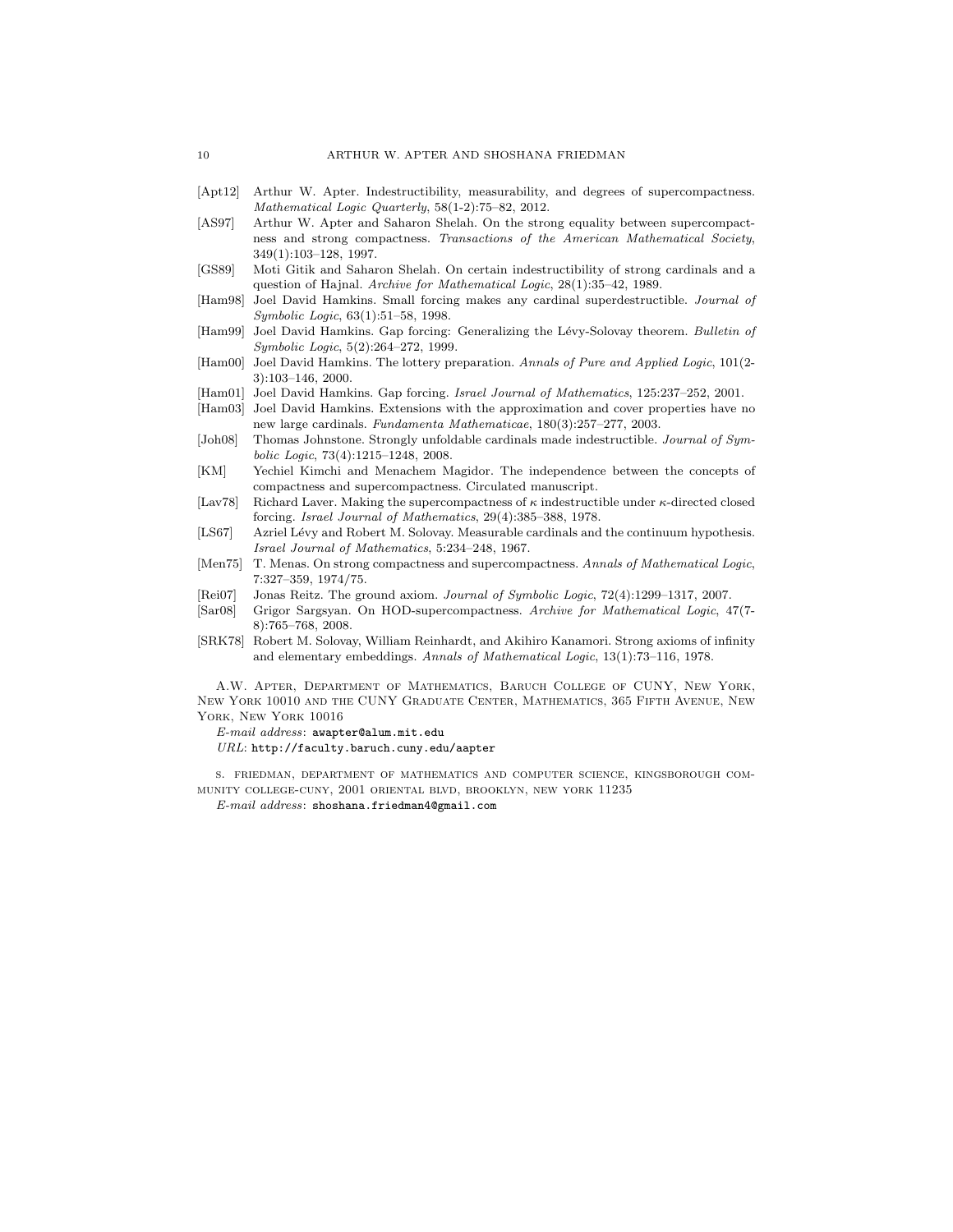- [Apt12] Arthur W. Apter. Indestructibility, measurability, and degrees of supercompactness. *Mathematical Logic Quarterly*, 58(1-2):75–82, 2012.
- [AS97] Arthur W. Apter and Saharon Shelah. On the strong equality between supercompactness and strong compactness. *Transactions of the American Mathematical Society*, 349(1):103–128, 1997.
- [GS89] Moti Gitik and Saharon Shelah. On certain indestructibility of strong cardinals and a question of Hajnal. *Archive for Mathematical Logic*, 28(1):35–42, 1989.
- [Ham98] Joel David Hamkins. Small forcing makes any cardinal superdestructible. *Journal of Symbolic Logic*, 63(1):51–58, 1998.
- [Ham99] Joel David Hamkins. Gap forcing: Generalizing the Lévy-Solovay theorem. *Bulletin of Symbolic Logic*, 5(2):264–272, 1999.
- [Ham00] Joel David Hamkins. The lottery preparation. *Annals of Pure and Applied Logic*, 101(2-3):103–146, 2000.
- [Ham01] Joel David Hamkins. Gap forcing. *Israel Journal of Mathematics*, 125:237–252, 2001.
- [Ham03] Joel David Hamkins. Extensions with the approximation and cover properties have no new large cardinals. *Fundamenta Mathematicae*, 180(3):257–277, 2003.
- [Joh08] Thomas Johnstone. Strongly unfoldable cardinals made indestructible. *Journal of Symbolic Logic*, 73(4):1215–1248, 2008.
- [KM] Yechiel Kimchi and Menachem Magidor. The independence between the concepts of compactness and supercompactness. Circulated manuscript.
- [Lav78] Richard Laver. Making the supercompactness of $\kappa$ indestructible under $\kappa$-directed closed forcing. *Israel Journal of Mathematics*, 29(4):385–388, 1978.
- [LS67] Azriel Lévy and Robert M. Solovay. Measurable cardinals and the continuum hypothesis. *Israel Journal of Mathematics*, 5:234–248, 1967.
- [Men75] T. Menas. On strong compactness and supercompactness. *Annals of Mathematical Logic*, 7:327–359, 1974/75.
- [Rei07] Jonas Reitz. The ground axiom. *Journal of Symbolic Logic*, 72(4):1299–1317, 2007.
- [Sar08] Grigor Sargsyan. On HOD-supercompactness. *Archive for Mathematical Logic*, 47(7-8):765–768, 2008.
- [SRK78] Robert M. Solovay, William Reinhardt, and Akihiro Kanamori. Strong axioms of infinity and elementary embeddings. *Annals of Mathematical Logic*, 13(1):73–116, 1978.

A.W. Apter, Department of Mathematics, Baruch College of CUNY, New York, New York 10010 and the CUNY Graduate Center, Mathematics, 365 Fifth Avenue, New York, New York 10016

*E-mail address*: awapter@alum.mit.edu

*URL*: http://faculty.baruch.cuny.edu/aapter

S. Friedman, Department of Mathematics and Computer Science, Kingsborough Community College-CUNY, 2001 Oriental Blvd, Brooklyn, New York 11235

*E-mail address*: shoshana.friedman4@gmail.com